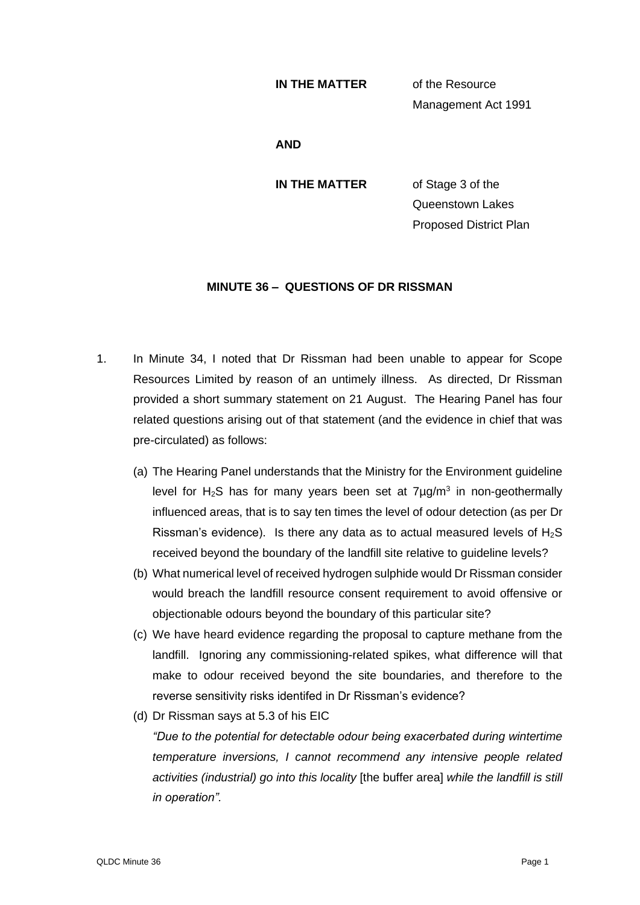**IN THE MATTER** of the Resource Management Act 1991

**AND**

**IN THE MATTER** of Stage 3 of the Queenstown Lakes Proposed District Plan

**MINUTE 36 – QUESTIONS OF DR RISSMAN**

1. In Minute 34, I noted that Dr Rissman had been unable to appear for Scope Resources Limited by reason of an untimely illness. As directed, Dr Rissman provided a short summary statement on 21 August. The Hearing Panel has four related questions arising out of that statement (and the evidence in chief that was pre-circulated) as follows:

   (a) The Hearing Panel understands that the Ministry for the Environment guideline level for $H_2S$ has for many years been set at $7 \mu g/m^3$ in non-geothermally influenced areas, that is to say ten times the level of odour detection (as per Dr Rissman's evidence). Is there any data as to actual measured levels of $H_2S$ received beyond the boundary of the landfill site relative to guideline levels?

   (b) What numerical level of received hydrogen sulphide would Dr Rissman consider would breach the landfill resource consent requirement to avoid offensive or objectionable odours beyond the boundary of this particular site?

   (c) We have heard evidence regarding the proposal to capture methane from the landfill. Ignoring any commissioning-related spikes, what difference will that make to odour received beyond the site boundaries, and therefore to the reverse sensitivity risks identifed in Dr Rissman's evidence?

   (d) Dr Rissman says at 5.3 of his EIC

   *"Due to the potential for detectable odour being exacerbated during wintertime temperature inversions, I cannot recommend any intensive people related activities (industrial) go into this locality* [the buffer area] *while the landfill is still in operation".*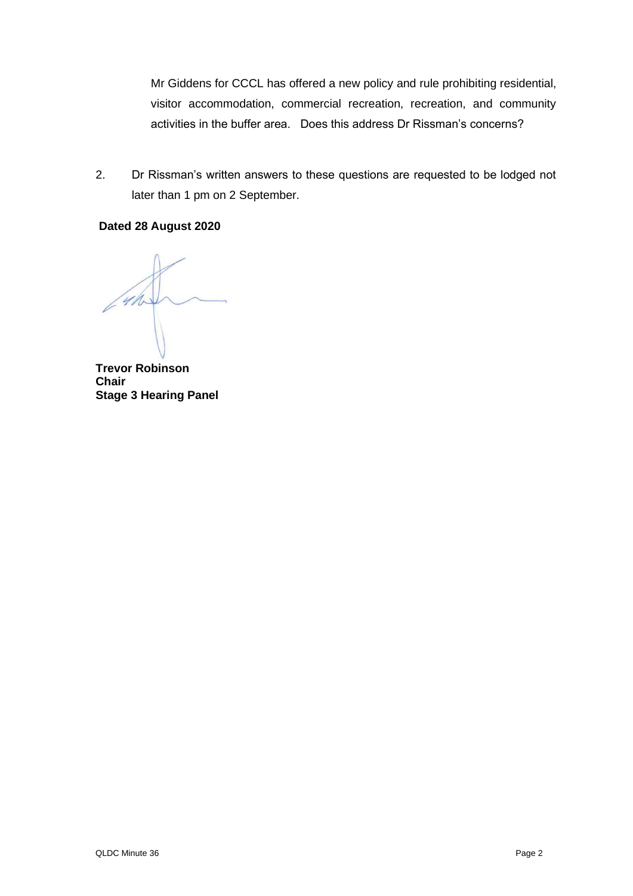Mr Giddens for CCCL has offered a new policy and rule prohibiting residential, visitor accommodation, commercial recreation, recreation, and community activities in the buffer area. Does this address Dr Rissman's concerns?

2. Dr Rissman's written answers to these questions are requested to be lodged not later than 1 pm on 2 September.

**Dated 28 August 2020**

**Trevor Robinson**
**Chair**
**Stage 3 Hearing Panel**